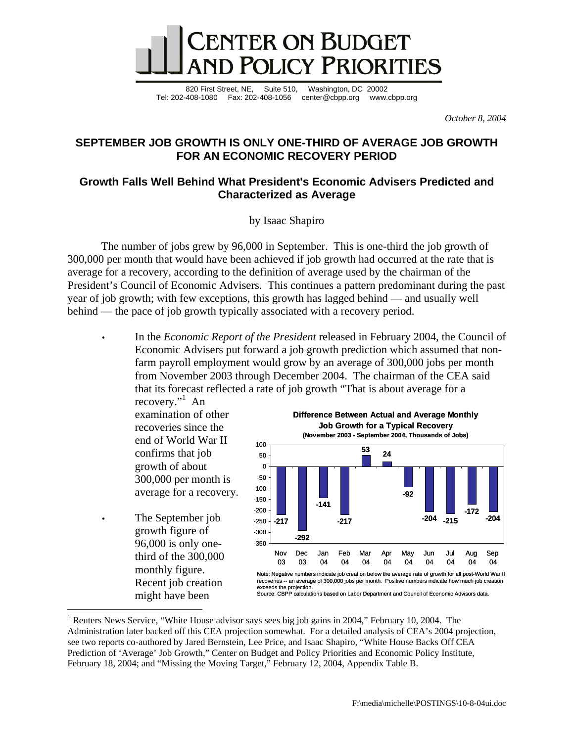# CENTER ON BUDGET AND POLICY PRIORITIES

820 First Street, NE, Suite 510, Washington, DC 20002
Tel: 202-408-1080 Fax: 202-408-1056 center@cbpp.org www.cbpp.org

*October 8, 2004*

## SEPTEMBER JOB GROWTH IS ONLY ONE-THIRD OF AVERAGE JOB GROWTH FOR AN ECONOMIC RECOVERY PERIOD

### Growth Falls Well Behind What President's Economic Advisers Predicted and Characterized as Average

by Isaac Shapiro

The number of jobs grew by 96,000 in September. This is one-third the job growth of 300,000 per month that would have been achieved if job growth had occurred at the rate that is average for a recovery, according to the definition of average used by the chairman of the President's Council of Economic Advisers. This continues a pattern predominant during the past year of job growth; with few exceptions, this growth has lagged behind — and usually well behind — the pace of job growth typically associated with a recovery period.

- In the *Economic Report of the President* released in February 2004, the Council of Economic Advisers put forward a job growth prediction which assumed that non-farm payroll employment would grow by an average of 300,000 jobs per month from November 2003 through December 2004. The chairman of the CEA said that its forecast reflected a rate of job growth "That is about average for a recovery."[1] An examination of other recoveries since the end of World War II confirms that job growth of about 300,000 per month is average for a recovery.

- The September job growth figure of 96,000 is only one-third of the 300,000 monthly figure. Recent job creation might have been

**Difference Between Actual and Average Monthly Job Growth for a Typical Recovery**
**(November 2003 - September 2004, Thousands of Jobs)**

| Month | Difference |
|---|---|
| Nov 03 | -217 |
| Dec 03 | -292 |
| Jan 04 | -141 |
| Feb 04 | -217 |
| Mar 04 | 53 |
| Apr 04 | 24 |
| May 04 | -92 |
| Jun 04 | -204 |
| Jul 04 | -215 |
| Aug 04 | -172 |
| Sep 04 | -204 |

Note: Negative numbers indicate job creation below the average rate of growth for all post-World War II recoveries -- an average of 300,000 jobs per month. Positive numbers indicate how much job creation exceeds the projection.
Source: CBPP calculations based on Labor Department and Council of Economic Advisors data.

[1] Reuters News Service, "White House advisor says sees big job gains in 2004," February 10, 2004. The Administration later backed off this CEA projection somewhat. For a detailed analysis of CEA's 2004 projection, see two reports co-authored by Jared Bernstein, Lee Price, and Isaac Shapiro, "White House Backs Off CEA Prediction of 'Average' Job Growth," Center on Budget and Policy Priorities and Economic Policy Institute, February 18, 2004; and "Missing the Moving Target," February 12, 2004, Appendix Table B.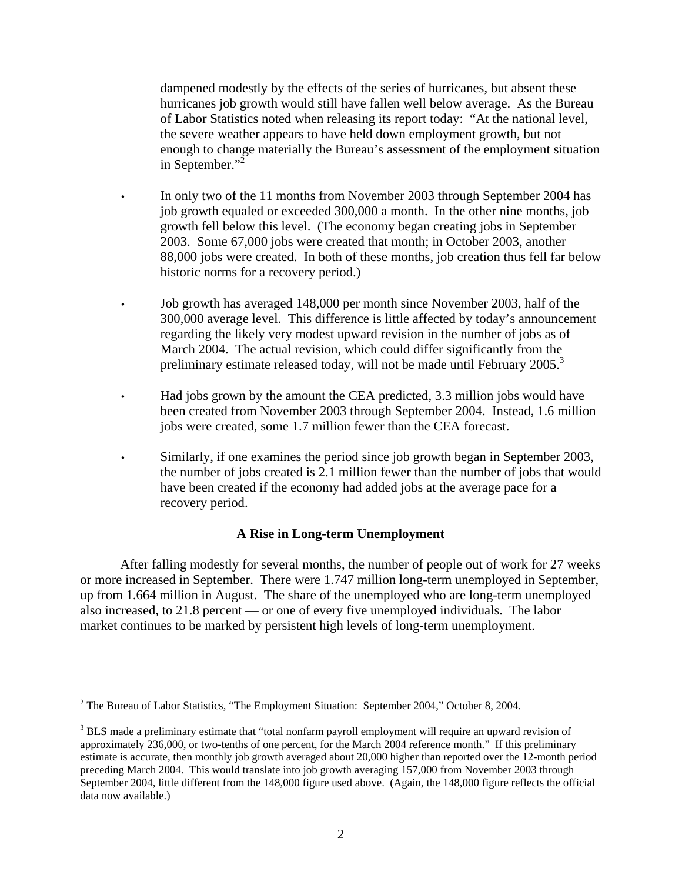dampened modestly by the effects of the series of hurricanes, but absent these hurricanes job growth would still have fallen well below average. As the Bureau of Labor Statistics noted when releasing its report today: "At the national level, the severe weather appears to have held down employment growth, but not enough to change materially the Bureau's assessment of the employment situation in September."[2]

- In only two of the 11 months from November 2003 through September 2004 has job growth equaled or exceeded 300,000 a month. In the other nine months, job growth fell below this level. (The economy began creating jobs in September 2003. Some 67,000 jobs were created that month; in October 2003, another 88,000 jobs were created. In both of these months, job creation thus fell far below historic norms for a recovery period.)

- Job growth has averaged 148,000 per month since November 2003, half of the 300,000 average level. This difference is little affected by today's announcement regarding the likely very modest upward revision in the number of jobs as of March 2004. The actual revision, which could differ significantly from the preliminary estimate released today, will not be made until February 2005.[3]

- Had jobs grown by the amount the CEA predicted, 3.3 million jobs would have been created from November 2003 through September 2004. Instead, 1.6 million jobs were created, some 1.7 million fewer than the CEA forecast.

- Similarly, if one examines the period since job growth began in September 2003, the number of jobs created is 2.1 million fewer than the number of jobs that would have been created if the economy had added jobs at the average pace for a recovery period.

### A Rise in Long-term Unemployment

After falling modestly for several months, the number of people out of work for 27 weeks or more increased in September. There were 1.747 million long-term unemployed in September, up from 1.664 million in August. The share of the unemployed who are long-term unemployed also increased, to 21.8 percent — or one of every five unemployed individuals. The labor market continues to be marked by persistent high levels of long-term unemployment.

---

[2] The Bureau of Labor Statistics, "The Employment Situation: September 2004," October 8, 2004.

[3] BLS made a preliminary estimate that "total nonfarm payroll employment will require an upward revision of approximately 236,000, or two-tenths of one percent, for the March 2004 reference month." If this preliminary estimate is accurate, then monthly job growth averaged about 20,000 higher than reported over the 12-month period preceding March 2004. This would translate into job growth averaging 157,000 from November 2003 through September 2004, little different from the 148,000 figure used above. (Again, the 148,000 figure reflects the official data now available.)